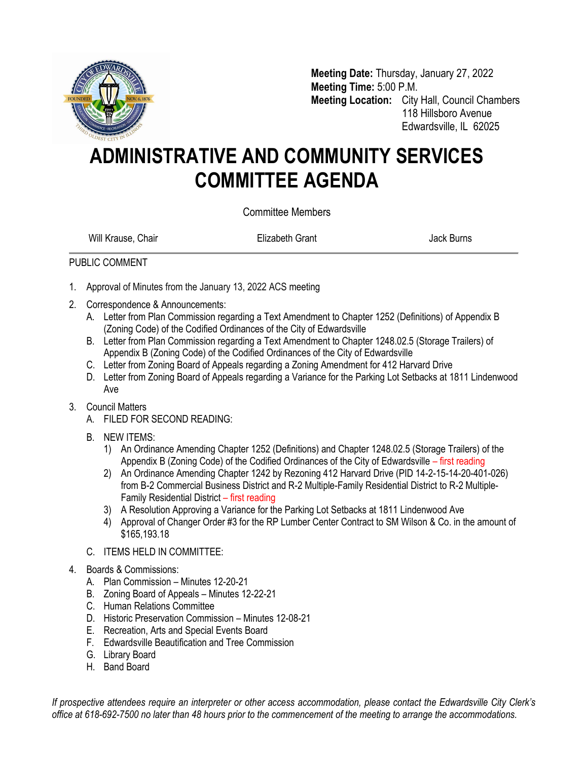**Meeting Date:** Thursday, January 27, 2022
**Meeting Time:** 5:00 P.M.
**Meeting Location:** City Hall, Council Chambers
118 Hillsboro Avenue
Edwardsville, IL 62025

# ADMINISTRATIVE AND COMMUNITY SERVICES COMMITTEE AGENDA

Committee Members

Will Krause, Chair | Elizabeth Grant | Jack Burns

---

PUBLIC COMMENT

1. Approval of Minutes from the January 13, 2022 ACS meeting
2. Correspondence & Announcements:
   A. Letter from Plan Commission regarding a Text Amendment to Chapter 1252 (Definitions) of Appendix B (Zoning Code) of the Codified Ordinances of the City of Edwardsville
   B. Letter from Plan Commission regarding a Text Amendment to Chapter 1248.02.5 (Storage Trailers) of Appendix B (Zoning Code) of the Codified Ordinances of the City of Edwardsville
   C. Letter from Zoning Board of Appeals regarding a Zoning Amendment for 412 Harvard Drive
   D. Letter from Zoning Board of Appeals regarding a Variance for the Parking Lot Setbacks at 1811 Lindenwood Ave
3. Council Matters
   A. FILED FOR SECOND READING:
   B. NEW ITEMS:
      1) An Ordinance Amending Chapter 1252 (Definitions) and Chapter 1248.02.5 (Storage Trailers) of the Appendix B (Zoning Code) of the Codified Ordinances of the City of Edwardsville – first reading
      2) An Ordinance Amending Chapter 1242 by Rezoning 412 Harvard Drive (PID 14-2-15-14-20-401-026) from B-2 Commercial Business District and R-2 Multiple-Family Residential District to R-2 Multiple-Family Residential District – first reading
      3) A Resolution Approving a Variance for the Parking Lot Setbacks at 1811 Lindenwood Ave
      4) Approval of Changer Order #3 for the RP Lumber Center Contract to SM Wilson & Co. in the amount of $165,193.18
   C. ITEMS HELD IN COMMITTEE:
4. Boards & Commissions:
   A. Plan Commission – Minutes 12-20-21
   B. Zoning Board of Appeals – Minutes 12-22-21
   C. Human Relations Committee
   D. Historic Preservation Commission – Minutes 12-08-21
   E. Recreation, Arts and Special Events Board
   F. Edwardsville Beautification and Tree Commission
   G. Library Board
   H. Band Board

*If prospective attendees require an interpreter or other access accommodation, please contact the Edwardsville City Clerk's office at 618-692-7500 no later than 48 hours prior to the commencement of the meeting to arrange the accommodations.*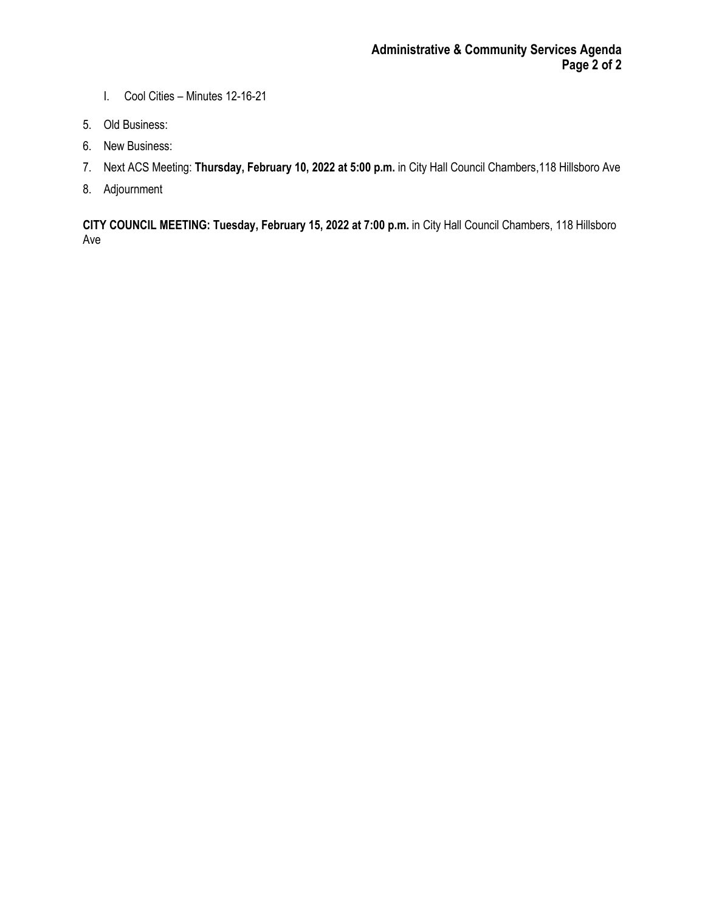I. Cool Cities – Minutes 12-16-21

5. Old Business:
6. New Business:
7. Next ACS Meeting: **Thursday, February 10, 2022 at 5:00 p.m.** in City Hall Council Chambers,118 Hillsboro Ave
8. Adjournment

**CITY COUNCIL MEETING: Tuesday, February 15, 2022 at 7:00 p.m.** in City Hall Council Chambers, 118 Hillsboro Ave